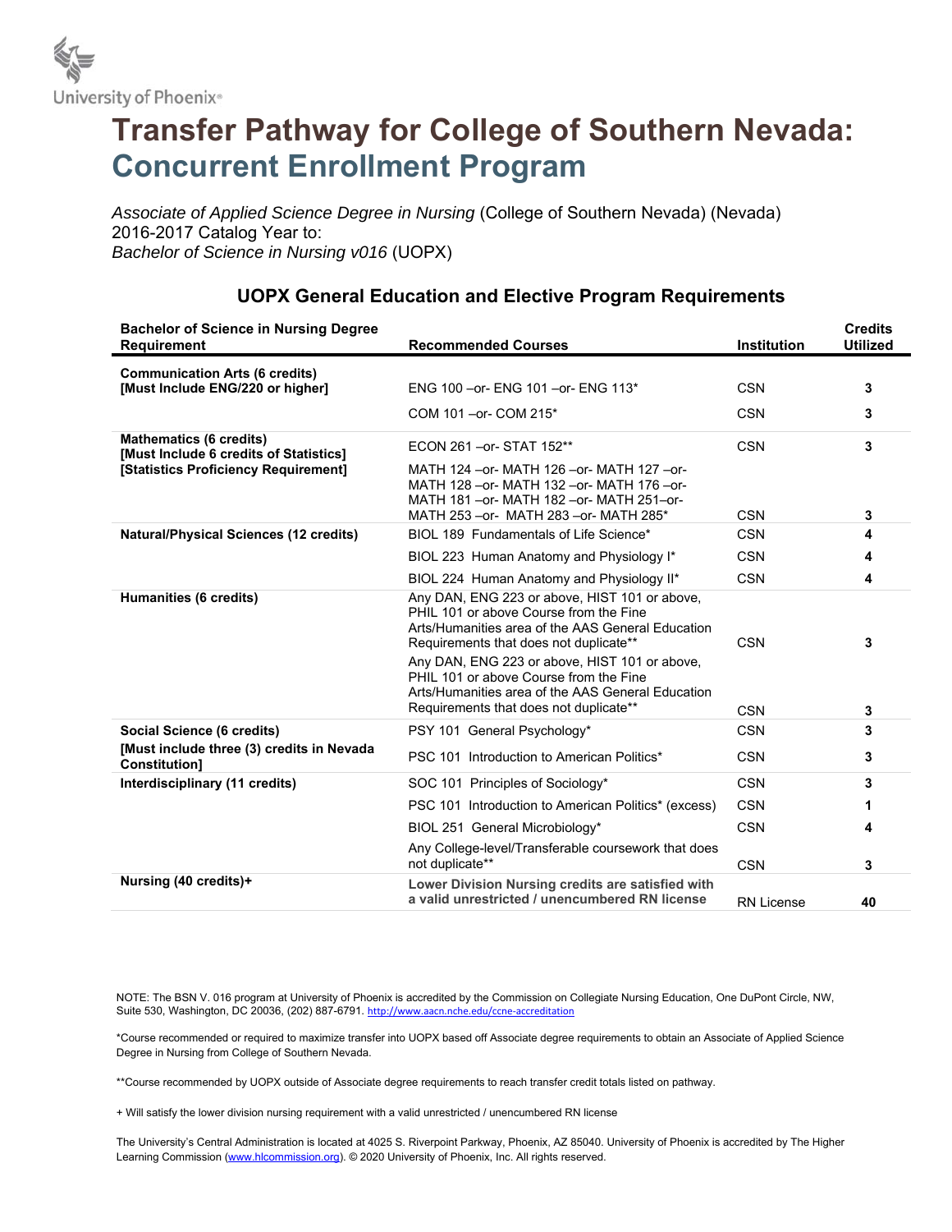University of Phoenix®

# Transfer Pathway for College of Southern Nevada: Concurrent Enrollment Program

*Associate of Applied Science Degree in Nursing* (College of Southern Nevada) (Nevada)
2016-2017 Catalog Year to:
*Bachelor of Science in Nursing v016* (UOPX)

## UOPX General Education and Elective Program Requirements

| Bachelor of Science in Nursing Degree Requirement | Recommended Courses | Institution | Credits Utilized |
|---|---|---|---|
| **Communication Arts (6 credits) [Must Include ENG/220 or higher]** | ENG 100 –or- ENG 101 –or- ENG 113* | CSN | **3** |
| | COM 101 –or- COM 215* | CSN | **3** |
| **Mathematics (6 credits) [Must Include 6 credits of Statistics] [Statistics Proficiency Requirement]** | ECON 261 –or- STAT 152** | CSN | **3** |
| | MATH 124 –or- MATH 126 –or- MATH 127 –or- MATH 128 –or- MATH 132 –or- MATH 176 –or- MATH 181 –or- MATH 182 –or- MATH 251–or- MATH 253 –or- MATH 283 –or- MATH 285* | CSN | **3** |
| **Natural/Physical Sciences (12 credits)** | BIOL 189 Fundamentals of Life Science* | CSN | **4** |
| | BIOL 223 Human Anatomy and Physiology I* | CSN | **4** |
| | BIOL 224 Human Anatomy and Physiology II* | CSN | **4** |
| **Humanities (6 credits)** | Any DAN, ENG 223 or above, HIST 101 or above, PHIL 101 or above Course from the Fine Arts/Humanities area of the AAS General Education Requirements that does not duplicate** | CSN | **3** |
| | Any DAN, ENG 223 or above, HIST 101 or above, PHIL 101 or above Course from the Fine Arts/Humanities area of the AAS General Education Requirements that does not duplicate** | CSN | **3** |
| **Social Science (6 credits) [Must include three (3) credits in Nevada Constitution]** | PSY 101 General Psychology* | CSN | **3** |
| | PSC 101 Introduction to American Politics* | CSN | **3** |
| **Interdisciplinary (11 credits)** | SOC 101 Principles of Sociology* | CSN | **3** |
| | PSC 101 Introduction to American Politics* (excess) | CSN | **1** |
| | BIOL 251 General Microbiology* | CSN | **4** |
| | Any College-level/Transferable coursework that does not duplicate** | CSN | **3** |
| **Nursing (40 credits)+** | **Lower Division Nursing credits are satisfied with a valid unrestricted / unencumbered RN license** | RN License | **40** |

NOTE: The BSN V. 016 program at University of Phoenix is accredited by the Commission on Collegiate Nursing Education, One DuPont Circle, NW, Suite 530, Washington, DC 20036, (202) 887-6791. http://www.aacn.nche.edu/ccne-accreditation

*Course recommended or required to maximize transfer into UOPX based off Associate degree requirements to obtain an Associate of Applied Science Degree in Nursing from College of Southern Nevada.

**Course recommended by UOPX outside of Associate degree requirements to reach transfer credit totals listed on pathway.

+ Will satisfy the lower division nursing requirement with a valid unrestricted / unencumbered RN license

The University's Central Administration is located at 4025 S. Riverpoint Parkway, Phoenix, AZ 85040. University of Phoenix is accredited by The Higher Learning Commission (www.hlcommission.org). © 2020 University of Phoenix, Inc. All rights reserved.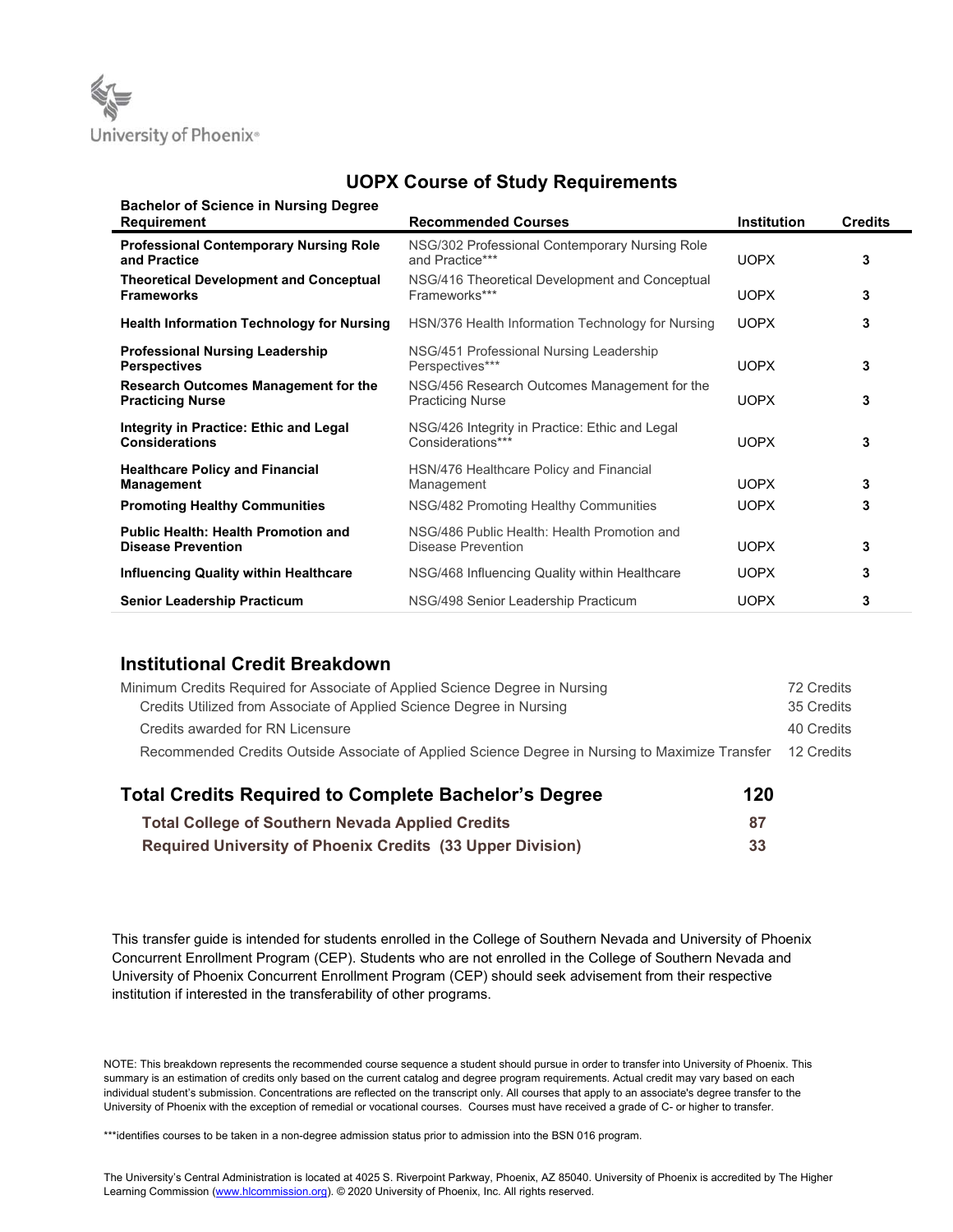University of Phoenix®

## UOPX Course of Study Requirements

| Bachelor of Science in Nursing Degree Requirement | Recommended Courses | Institution | Credits |
|---|---|---|---|
| **Professional Contemporary Nursing Role and Practice** | NSG/302 Professional Contemporary Nursing Role and Practice*** | UOPX | 3 |
| **Theoretical Development and Conceptual Frameworks** | NSG/416 Theoretical Development and Conceptual Frameworks*** | UOPX | 3 |
| **Health Information Technology for Nursing** | HSN/376 Health Information Technology for Nursing | UOPX | 3 |
| **Professional Nursing Leadership Perspectives** | NSG/451 Professional Nursing Leadership Perspectives*** | UOPX | 3 |
| **Research Outcomes Management for the Practicing Nurse** | NSG/456 Research Outcomes Management for the Practicing Nurse | UOPX | 3 |
| **Integrity in Practice: Ethic and Legal Considerations** | NSG/426 Integrity in Practice: Ethic and Legal Considerations*** | UOPX | 3 |
| **Healthcare Policy and Financial Management** | HSN/476 Healthcare Policy and Financial Management | UOPX | 3 |
| **Promoting Healthy Communities** | NSG/482 Promoting Healthy Communities | UOPX | 3 |
| **Public Health: Health Promotion and Disease Prevention** | NSG/486 Public Health: Health Promotion and Disease Prevention | UOPX | 3 |
| **Influencing Quality within Healthcare** | NSG/468 Influencing Quality within Healthcare | UOPX | 3 |
| **Senior Leadership Practicum** | NSG/498 Senior Leadership Practicum | UOPX | 3 |

### Institutional Credit Breakdown

| | |
|---|---|
| Minimum Credits Required for Associate of Applied Science Degree in Nursing | 72 Credits |
| Credits Utilized from Associate of Applied Science Degree in Nursing | 35 Credits |
| Credits awarded for RN Licensure | 40 Credits |
| Recommended Credits Outside Associate of Applied Science Degree in Nursing to Maximize Transfer | 12 Credits |

| | |
|---|---|
| **Total Credits Required to Complete Bachelor's Degree** | **120** |
| **Total College of Southern Nevada Applied Credits** | **87** |
| **Required University of Phoenix Credits (33 Upper Division)** | **33** |

This transfer guide is intended for students enrolled in the College of Southern Nevada and University of Phoenix Concurrent Enrollment Program (CEP). Students who are not enrolled in the College of Southern Nevada and University of Phoenix Concurrent Enrollment Program (CEP) should seek advisement from their respective institution if interested in the transferability of other programs.

NOTE: This breakdown represents the recommended course sequence a student should pursue in order to transfer into University of Phoenix. This summary is an estimation of credits only based on the current catalog and degree program requirements. Actual credit may vary based on each individual student's submission. Concentrations are reflected on the transcript only. All courses that apply to an associate's degree transfer to the University of Phoenix with the exception of remedial or vocational courses. Courses must have received a grade of C- or higher to transfer.

***identifies courses to be taken in a non-degree admission status prior to admission into the BSN 016 program.

The University's Central Administration is located at 4025 S. Riverpoint Parkway, Phoenix, AZ 85040. University of Phoenix is accredited by The Higher Learning Commission (www.hlcommission.org). © 2020 University of Phoenix, Inc. All rights reserved.